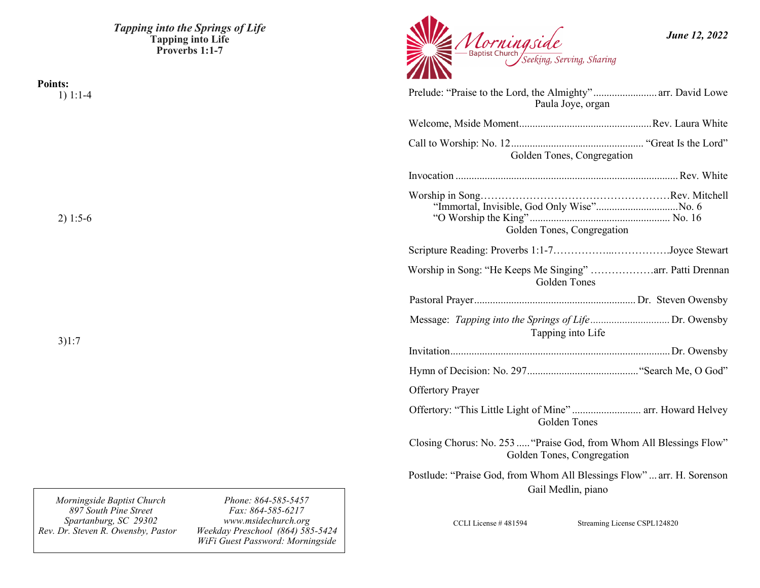*Tapping into the Springs of Life*

**Tapping into Life**

**Proverbs 1:1-7**

**Points:**

1) 1:1-4

2) 1:5-6

3)1:7

*Morningside Baptist Church*
*897 South Pine Street*
*Spartanburg, SC 29302*
*Rev. Dr. Steven R. Owensby, Pastor*

*Phone: 864-585-5457*
*Fax: 864-585-6217*
*www.msidechurch.org*
*Weekday Preschool (864) 585-5424*
*WiFi Guest Password: Morningside*

Morningside Baptist Church
*Seeking, Serving, Sharing*

***June 12, 2022***

Prelude: "Praise to the Lord, the Almighty" ........................ arr. David Lowe
Paula Joye, organ

Welcome, Mside Moment.................................................Rev. Laura White

Call to Worship: No. 12................................................. "Great Is the Lord"
Golden Tones, Congregation

Invocation ...................................................................................Rev. White

Worship in Song………………………………………………Rev. Mitchell
"Immortal, Invisible, God Only Wise"...............................No. 6
"O Worship the King"..................................................... No. 16
Golden Tones, Congregation

Scripture Reading: Proverbs 1:1-7……………...…………….Joyce Stewart

Worship in Song: "He Keeps Me Singing" ………………arr. Patti Drennan
Golden Tones

Pastoral Prayer............................................................ Dr. Steven Owensby

Message: *Tapping into the Springs of Life*............................. Dr. Owensby
Tapping into Life

Invitation..................................................................................Dr. Owensby

Hymn of Decision: No. 297.........................................."Search Me, O God"

Offertory Prayer

Offertory: "This Little Light of Mine" .......................... arr. Howard Helvey
Golden Tones

Closing Chorus: No. 253 ....."Praise God, from Whom All Blessings Flow"
Golden Tones, Congregation

Postlude: "Praise God, from Whom All Blessings Flow" ... arr. H. Sorenson
Gail Medlin, piano

CCLI License # 481594 Streaming License CSPL124820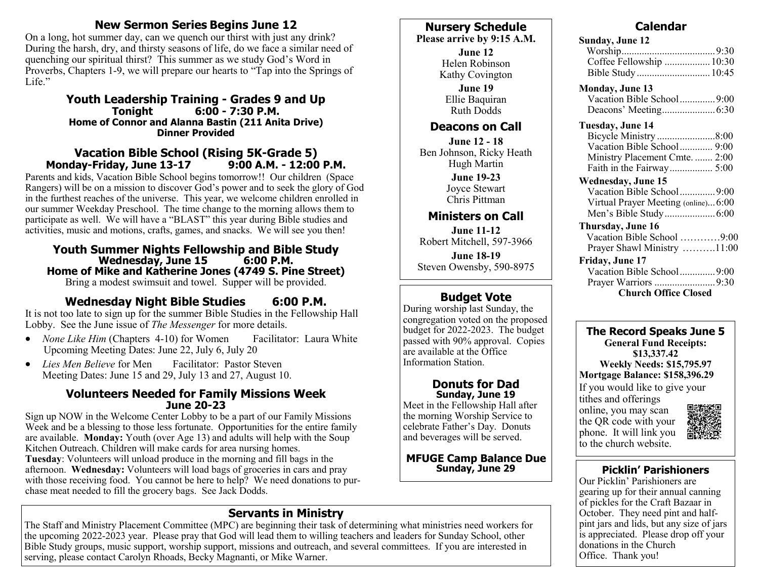## New Sermon Series Begins June 12

On a long, hot summer day, can we quench our thirst with just any drink? During the harsh, dry, and thirsty seasons of life, do we face a similar need of quenching our spiritual thirst? This summer as we study God's Word in Proverbs, Chapters 1-9, we will prepare our hearts to "Tap into the Springs of Life."

## Youth Leadership Training - Grades 9 and Up

**Tonight 6:00 - 7:30 P.M.**

**Home of Connor and Alanna Bastin (211 Anita Drive)**

**Dinner Provided**

## Vacation Bible School (Rising 5K-Grade 5)

**Monday-Friday, June 13-17 9:00 A.M. - 12:00 P.M.**

Parents and kids, Vacation Bible School begins tomorrow!! Our children (Space Rangers) will be on a mission to discover God's power and to seek the glory of God in the furthest reaches of the universe. This year, we welcome children enrolled in our summer Weekday Preschool. The time change to the morning allows them to participate as well. We will have a "BLAST" this year during Bible studies and activities, music and motions, crafts, games, and snacks. We will see you then!

## Youth Summer Nights Fellowship and Bible Study

**Wednesday, June 15 6:00 P.M.**

**Home of Mike and Katherine Jones (4749 S. Pine Street)**

Bring a modest swimsuit and towel. Supper will be provided.

## Wednesday Night Bible Studies 6:00 P.M.

It is not too late to sign up for the summer Bible Studies in the Fellowship Hall Lobby. See the June issue of *The Messenger* for more details.

- *None Like Him* (Chapters 4-10) for Women Facilitator: Laura White
  Upcoming Meeting Dates: June 22, July 6, July 20
- *Lies Men Believe* for Men Facilitator: Pastor Steven
  Meeting Dates: June 15 and 29, July 13 and 27, August 10.

## Volunteers Needed for Family Missions Week

**June 20-23**

Sign up NOW in the Welcome Center Lobby to be a part of our Family Missions Week and be a blessing to those less fortunate. Opportunities for the entire family are available. **Monday:** Youth (over Age 13) and adults will help with the Soup Kitchen Outreach. Children will make cards for area nursing homes. **Tuesday**: Volunteers will unload produce in the morning and fill bags in the afternoon. **Wednesday:** Volunteers will load bags of groceries in cars and pray with those receiving food. You cannot be here to help? We need donations to purchase meat needed to fill the grocery bags. See Jack Dodds.

## Servants in Ministry

The Staff and Ministry Placement Committee (MPC) are beginning their task of determining what ministries need workers for the upcoming 2022-2023 year. Please pray that God will lead them to willing teachers and leaders for Sunday School, other Bible Study groups, music support, worship support, missions and outreach, and several committees. If you are interested in serving, please contact Carolyn Rhoads, Becky Magnanti, or Mike Warner.

## Nursery Schedule

**Please arrive by 9:15 A.M.**

**June 12**
Helen Robinson
Kathy Covington

**June 19**
Ellie Baquiran
Ruth Dodds

## Deacons on Call

**June 12 - 18**
Ben Johnson, Ricky Heath
Hugh Martin

**June 19-23**
Joyce Stewart
Chris Pittman

## Ministers on Call

**June 11-12**
Robert Mitchell, 597-3966

**June 18-19**
Steven Owensby, 590-8975

## Budget Vote

During worship last Sunday, the congregation voted on the proposed budget for 2022-2023. The budget passed with 90% approval. Copies are available at the Office Information Station.

## Donuts for Dad

**Sunday, June 19**

Meet in the Fellowship Hall after the morning Worship Service to celebrate Father's Day. Donuts and beverages will be served.

**MFUGE Camp Balance Due**
**Sunday, June 29**

## Calendar

**Sunday, June 12**
Worship....9:30
Coffee Fellowship....10:30
Bible Study....10:45

**Monday, June 13**
Vacation Bible School....9:00
Deacons' Meeting....6:30

**Tuesday, June 14**
Bicycle Ministry....8:00
Vacation Bible School....9:00
Ministry Placement Cmte.....2:00
Faith in the Fairway....5:00

**Wednesday, June 15**
Vacation Bible School....9:00
Virtual Prayer Meeting (online)....6:00
Men's Bible Study....6:00

**Thursday, June 16**
Vacation Bible School....9:00
Prayer Shawl Ministry....11:00

**Friday, June 17**
Vacation Bible School....9:00
Prayer Warriors....9:30

**Church Office Closed**

## The Record Speaks June 5

**General Fund Receipts: $13,337.42**

**Weekly Needs: $15,795.97**

**Mortgage Balance: $158,396.29**

If you would like to give your tithes and offerings online, you may scan the QR code with your phone. It will link you to the church website.

## Picklin' Parishioners

Our Picklin' Parishioners are gearing up for their annual canning of pickles for the Craft Bazaar in October. They need pint and half-pint jars and lids, but any size of jars is appreciated. Please drop off your donations in the Church Office. Thank you!